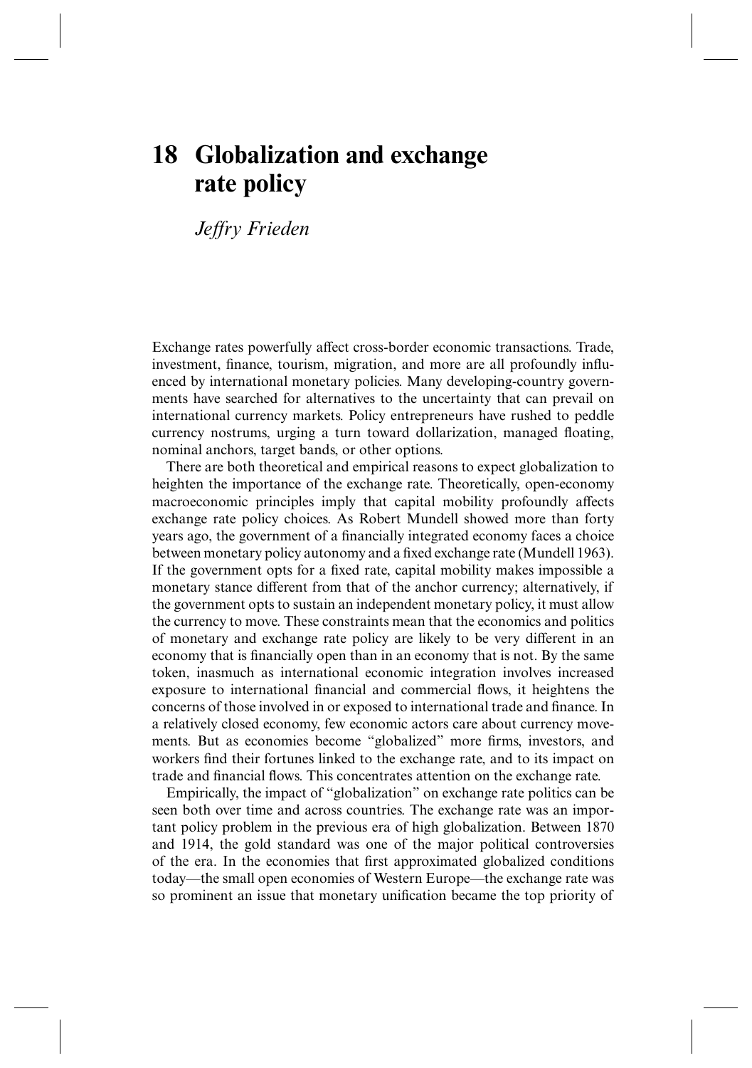# 18 Globalization and exchange rate policy

*Jeffry Frieden*

Exchange rates powerfully affect cross-border economic transactions. Trade, investment, finance, tourism, migration, and more are all profoundly influenced by international monetary policies. Many developing-country governments have searched for alternatives to the uncertainty that can prevail on international currency markets. Policy entrepreneurs have rushed to peddle currency nostrums, urging a turn toward dollarization, managed floating, nominal anchors, target bands, or other options.

There are both theoretical and empirical reasons to expect globalization to heighten the importance of the exchange rate. Theoretically, open-economy macroeconomic principles imply that capital mobility profoundly affects exchange rate policy choices. As Robert Mundell showed more than forty years ago, the government of a financially integrated economy faces a choice between monetary policy autonomy and a fixed exchange rate (Mundell 1963). If the government opts for a fixed rate, capital mobility makes impossible a monetary stance different from that of the anchor currency; alternatively, if the government opts to sustain an independent monetary policy, it must allow the currency to move. These constraints mean that the economics and politics of monetary and exchange rate policy are likely to be very different in an economy that is financially open than in an economy that is not. By the same token, inasmuch as international economic integration involves increased exposure to international financial and commercial flows, it heightens the concerns of those involved in or exposed to international trade and finance. In a relatively closed economy, few economic actors care about currency movements. But as economies become "globalized" more firms, investors, and workers find their fortunes linked to the exchange rate, and to its impact on trade and financial flows. This concentrates attention on the exchange rate.

Empirically, the impact of "globalization" on exchange rate politics can be seen both over time and across countries. The exchange rate was an important policy problem in the previous era of high globalization. Between 1870 and 1914, the gold standard was one of the major political controversies of the era. In the economies that first approximated globalized conditions today—the small open economies of Western Europe—the exchange rate was so prominent an issue that monetary unification became the top priority of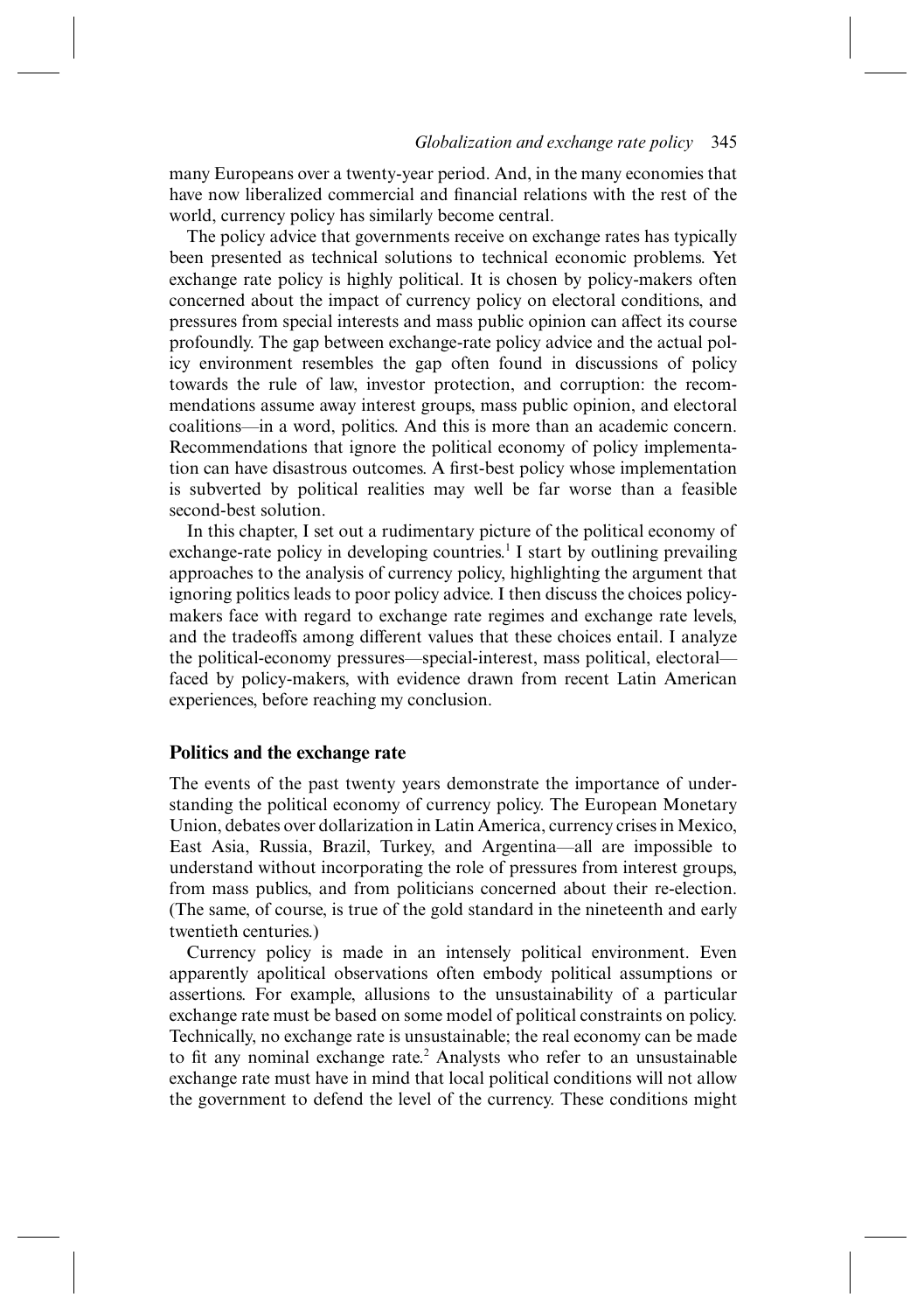many Europeans over a twenty-year period. And, in the many economies that have now liberalized commercial and financial relations with the rest of the world, currency policy has similarly become central.

The policy advice that governments receive on exchange rates has typically been presented as technical solutions to technical economic problems. Yet exchange rate policy is highly political. It is chosen by policy-makers often concerned about the impact of currency policy on electoral conditions, and pressures from special interests and mass public opinion can affect its course profoundly. The gap between exchange-rate policy advice and the actual policy environment resembles the gap often found in discussions of policy towards the rule of law, investor protection, and corruption: the recommendations assume away interest groups, mass public opinion, and electoral coalitions—in a word, politics. And this is more than an academic concern. Recommendations that ignore the political economy of policy implementation can have disastrous outcomes. A first-best policy whose implementation is subverted by political realities may well be far worse than a feasible second-best solution.

In this chapter, I set out a rudimentary picture of the political economy of exchange-rate policy in developing countries.[1] I start by outlining prevailing approaches to the analysis of currency policy, highlighting the argument that ignoring politics leads to poor policy advice. I then discuss the choices policy-makers face with regard to exchange rate regimes and exchange rate levels, and the tradeoffs among different values that these choices entail. I analyze the political-economy pressures—special-interest, mass political, electoral—faced by policy-makers, with evidence drawn from recent Latin American experiences, before reaching my conclusion.

## Politics and the exchange rate

The events of the past twenty years demonstrate the importance of understanding the political economy of currency policy. The European Monetary Union, debates over dollarization in Latin America, currency crises in Mexico, East Asia, Russia, Brazil, Turkey, and Argentina—all are impossible to understand without incorporating the role of pressures from interest groups, from mass publics, and from politicians concerned about their re-election. (The same, of course, is true of the gold standard in the nineteenth and early twentieth centuries.)

Currency policy is made in an intensely political environment. Even apparently apolitical observations often embody political assumptions or assertions. For example, allusions to the unsustainability of a particular exchange rate must be based on some model of political constraints on policy. Technically, no exchange rate is unsustainable; the real economy can be made to fit any nominal exchange rate.[2] Analysts who refer to an unsustainable exchange rate must have in mind that local political conditions will not allow the government to defend the level of the currency. These conditions might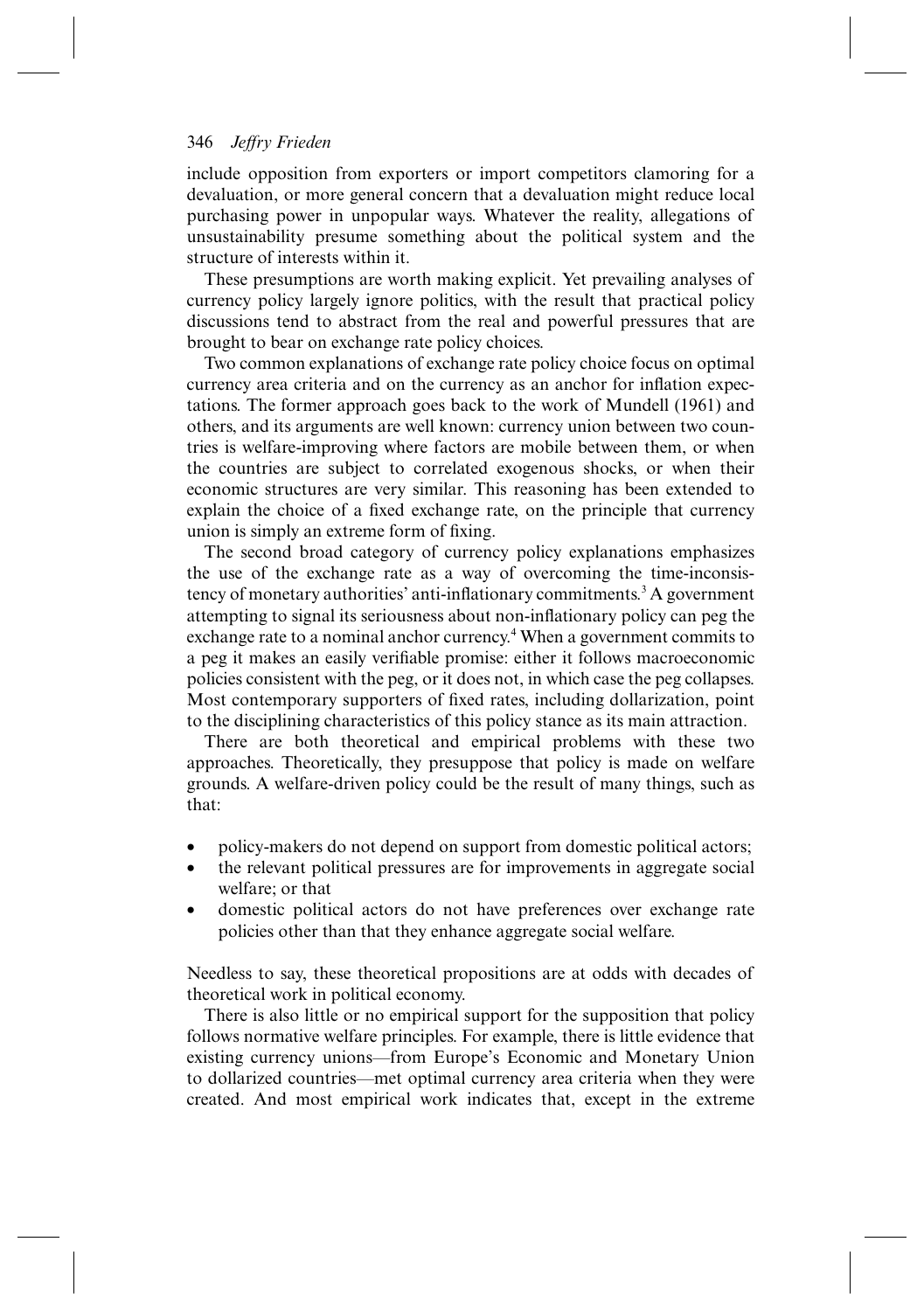include opposition from exporters or import competitors clamoring for a devaluation, or more general concern that a devaluation might reduce local purchasing power in unpopular ways. Whatever the reality, allegations of unsustainability presume something about the political system and the structure of interests within it.

These presumptions are worth making explicit. Yet prevailing analyses of currency policy largely ignore politics, with the result that practical policy discussions tend to abstract from the real and powerful pressures that are brought to bear on exchange rate policy choices.

Two common explanations of exchange rate policy choice focus on optimal currency area criteria and on the currency as an anchor for inflation expectations. The former approach goes back to the work of Mundell (1961) and others, and its arguments are well known: currency union between two countries is welfare-improving where factors are mobile between them, or when the countries are subject to correlated exogenous shocks, or when their economic structures are very similar. This reasoning has been extended to explain the choice of a fixed exchange rate, on the principle that currency union is simply an extreme form of fixing.

The second broad category of currency policy explanations emphasizes the use of the exchange rate as a way of overcoming the time-inconsistency of monetary authorities' anti-inflationary commitments.[3] A government attempting to signal its seriousness about non-inflationary policy can peg the exchange rate to a nominal anchor currency.[4] When a government commits to a peg it makes an easily verifiable promise: either it follows macroeconomic policies consistent with the peg, or it does not, in which case the peg collapses. Most contemporary supporters of fixed rates, including dollarization, point to the disciplining characteristics of this policy stance as its main attraction.

There are both theoretical and empirical problems with these two approaches. Theoretically, they presuppose that policy is made on welfare grounds. A welfare-driven policy could be the result of many things, such as that:

- policy-makers do not depend on support from domestic political actors;
- the relevant political pressures are for improvements in aggregate social welfare; or that
- domestic political actors do not have preferences over exchange rate policies other than that they enhance aggregate social welfare.

Needless to say, these theoretical propositions are at odds with decades of theoretical work in political economy.

There is also little or no empirical support for the supposition that policy follows normative welfare principles. For example, there is little evidence that existing currency unions—from Europe's Economic and Monetary Union to dollarized countries—met optimal currency area criteria when they were created. And most empirical work indicates that, except in the extreme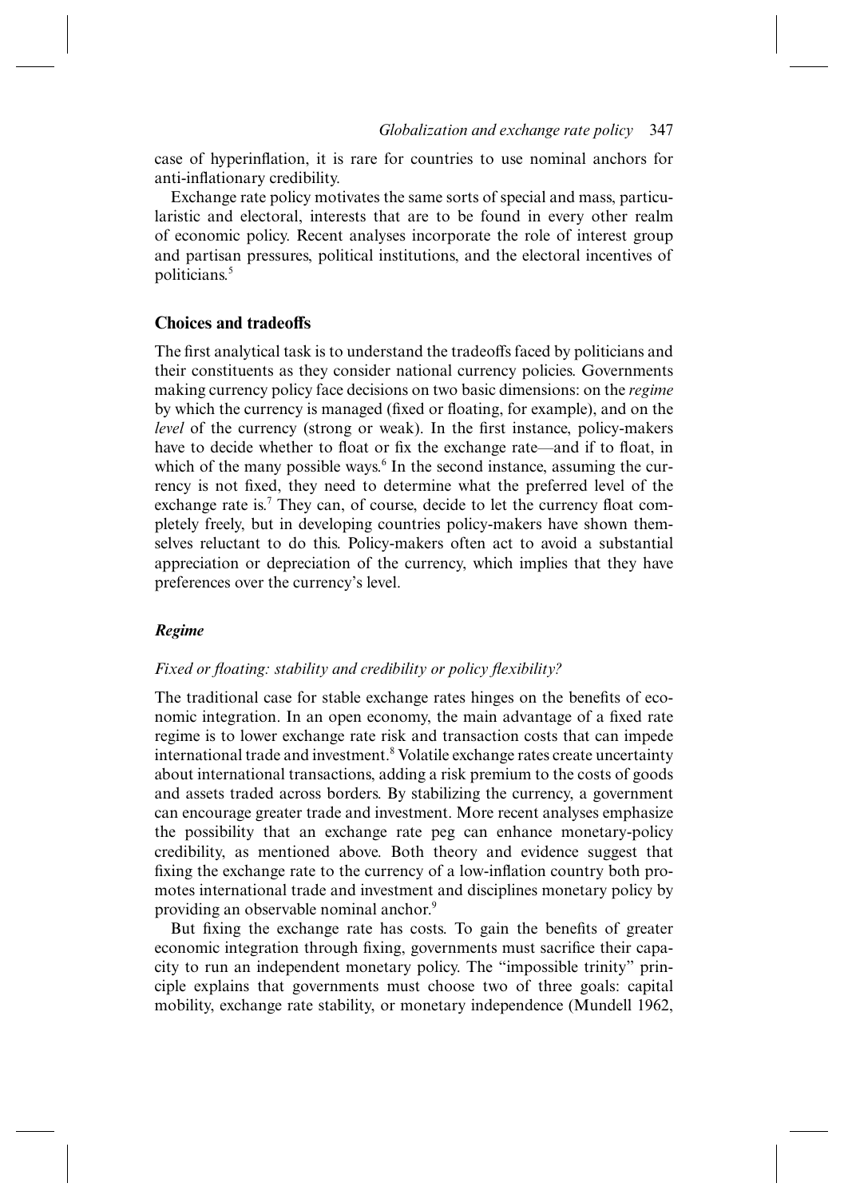case of hyperinflation, it is rare for countries to use nominal anchors for anti-inflationary credibility.

Exchange rate policy motivates the same sorts of special and mass, particularistic and electoral, interests that are to be found in every other realm of economic policy. Recent analyses incorporate the role of interest group and partisan pressures, political institutions, and the electoral incentives of politicians.[5]

## Choices and tradeoffs

The first analytical task is to understand the tradeoffs faced by politicians and their constituents as they consider national currency policies. Governments making currency policy face decisions on two basic dimensions: on the *regime* by which the currency is managed (fixed or floating, for example), and on the *level* of the currency (strong or weak). In the first instance, policy-makers have to decide whether to float or fix the exchange rate—and if to float, in which of the many possible ways.[6] In the second instance, assuming the currency is not fixed, they need to determine what the preferred level of the exchange rate is.[7] They can, of course, decide to let the currency float completely freely, but in developing countries policy-makers have shown themselves reluctant to do this. Policy-makers often act to avoid a substantial appreciation or depreciation of the currency, which implies that they have preferences over the currency's level.

### *Regime*

#### *Fixed or floating: stability and credibility or policy flexibility?*

The traditional case for stable exchange rates hinges on the benefits of economic integration. In an open economy, the main advantage of a fixed rate regime is to lower exchange rate risk and transaction costs that can impede international trade and investment.[8] Volatile exchange rates create uncertainty about international transactions, adding a risk premium to the costs of goods and assets traded across borders. By stabilizing the currency, a government can encourage greater trade and investment. More recent analyses emphasize the possibility that an exchange rate peg can enhance monetary-policy credibility, as mentioned above. Both theory and evidence suggest that fixing the exchange rate to the currency of a low-inflation country both promotes international trade and investment and disciplines monetary policy by providing an observable nominal anchor.[9]

But fixing the exchange rate has costs. To gain the benefits of greater economic integration through fixing, governments must sacrifice their capacity to run an independent monetary policy. The "impossible trinity" principle explains that governments must choose two of three goals: capital mobility, exchange rate stability, or monetary independence (Mundell 1962,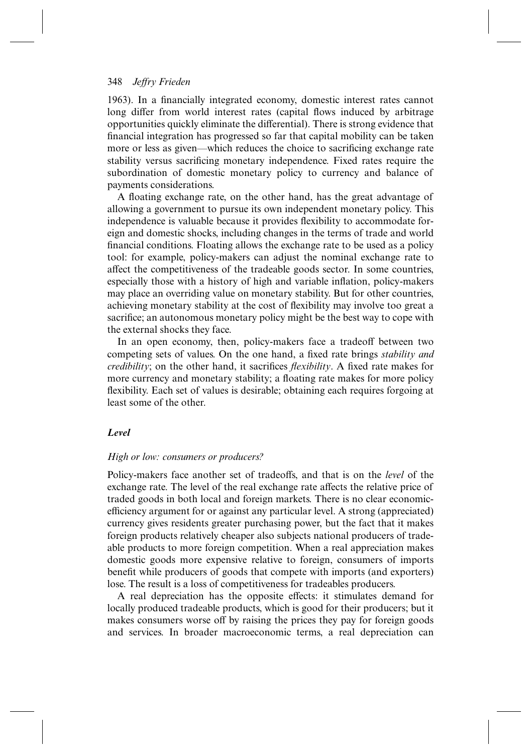1963). In a financially integrated economy, domestic interest rates cannot long differ from world interest rates (capital flows induced by arbitrage opportunities quickly eliminate the differential). There is strong evidence that financial integration has progressed so far that capital mobility can be taken more or less as given—which reduces the choice to sacrificing exchange rate stability versus sacrificing monetary independence. Fixed rates require the subordination of domestic monetary policy to currency and balance of payments considerations.

A floating exchange rate, on the other hand, has the great advantage of allowing a government to pursue its own independent monetary policy. This independence is valuable because it provides flexibility to accommodate foreign and domestic shocks, including changes in the terms of trade and world financial conditions. Floating allows the exchange rate to be used as a policy tool: for example, policy-makers can adjust the nominal exchange rate to affect the competitiveness of the tradeable goods sector. In some countries, especially those with a history of high and variable inflation, policy-makers may place an overriding value on monetary stability. But for other countries, achieving monetary stability at the cost of flexibility may involve too great a sacrifice; an autonomous monetary policy might be the best way to cope with the external shocks they face.

In an open economy, then, policy-makers face a tradeoff between two competing sets of values. On the one hand, a fixed rate brings *stability and credibility*; on the other hand, it sacrifices *flexibility*. A fixed rate makes for more currency and monetary stability; a floating rate makes for more policy flexibility. Each set of values is desirable; obtaining each requires forgoing at least some of the other.

### *Level*

#### *High or low: consumers or producers?*

Policy-makers face another set of tradeoffs, and that is on the *level* of the exchange rate. The level of the real exchange rate affects the relative price of traded goods in both local and foreign markets. There is no clear economic-efficiency argument for or against any particular level. A strong (appreciated) currency gives residents greater purchasing power, but the fact that it makes foreign products relatively cheaper also subjects national producers of tradeable products to more foreign competition. When a real appreciation makes domestic goods more expensive relative to foreign, consumers of imports benefit while producers of goods that compete with imports (and exporters) lose. The result is a loss of competitiveness for tradeables producers.

A real depreciation has the opposite effects: it stimulates demand for locally produced tradeable products, which is good for their producers; but it makes consumers worse off by raising the prices they pay for foreign goods and services. In broader macroeconomic terms, a real depreciation can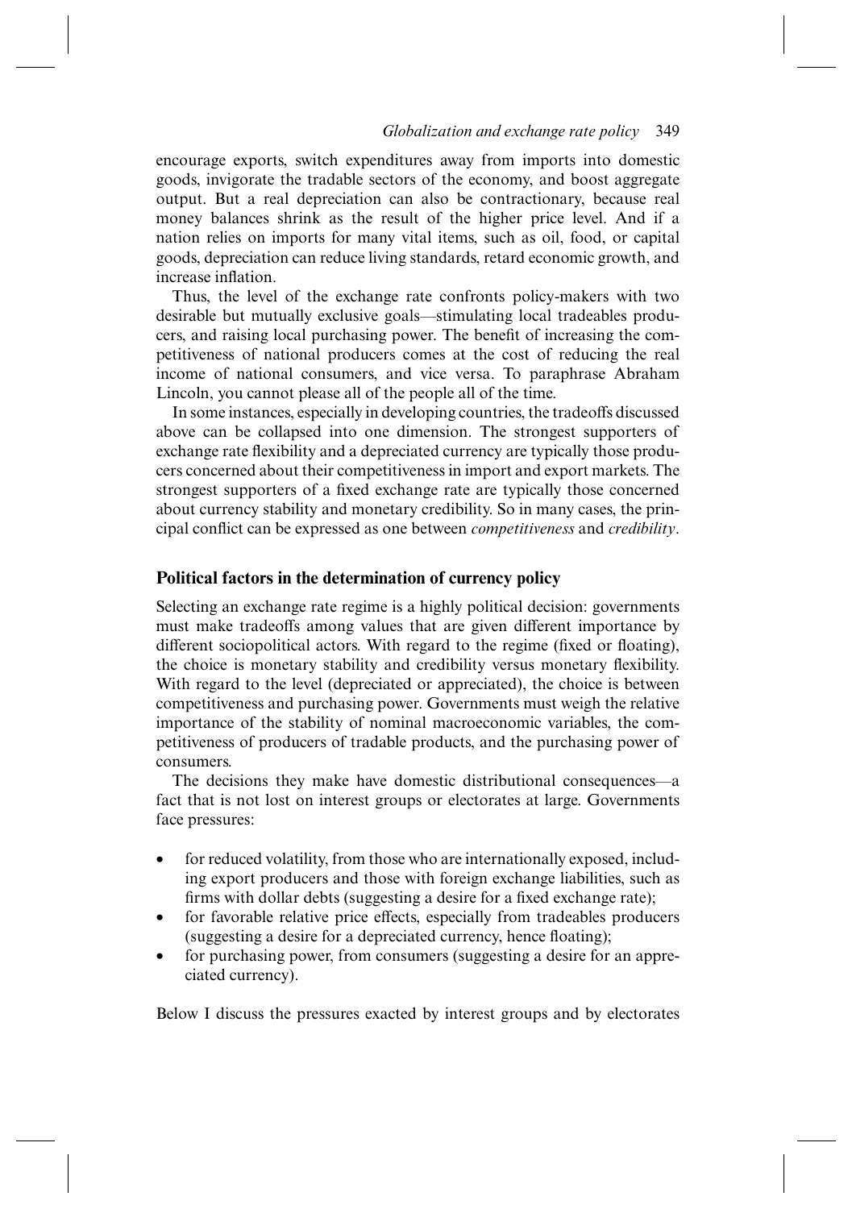encourage exports, switch expenditures away from imports into domestic goods, invigorate the tradable sectors of the economy, and boost aggregate output. But a real depreciation can also be contractionary, because real money balances shrink as the result of the higher price level. And if a nation relies on imports for many vital items, such as oil, food, or capital goods, depreciation can reduce living standards, retard economic growth, and increase inflation.

Thus, the level of the exchange rate confronts policy-makers with two desirable but mutually exclusive goals—stimulating local tradeables producers, and raising local purchasing power. The benefit of increasing the competitiveness of national producers comes at the cost of reducing the real income of national consumers, and vice versa. To paraphrase Abraham Lincoln, you cannot please all of the people all of the time.

In some instances, especially in developing countries, the tradeoffs discussed above can be collapsed into one dimension. The strongest supporters of exchange rate flexibility and a depreciated currency are typically those producers concerned about their competitiveness in import and export markets. The strongest supporters of a fixed exchange rate are typically those concerned about currency stability and monetary credibility. So in many cases, the principal conflict can be expressed as one between *competitiveness* and *credibility*.

## Political factors in the determination of currency policy

Selecting an exchange rate regime is a highly political decision: governments must make tradeoffs among values that are given different importance by different sociopolitical actors. With regard to the regime (fixed or floating), the choice is monetary stability and credibility versus monetary flexibility. With regard to the level (depreciated or appreciated), the choice is between competitiveness and purchasing power. Governments must weigh the relative importance of the stability of nominal macroeconomic variables, the competitiveness of producers of tradable products, and the purchasing power of consumers.

The decisions they make have domestic distributional consequences—a fact that is not lost on interest groups or electorates at large. Governments face pressures:

- for reduced volatility, from those who are internationally exposed, including export producers and those with foreign exchange liabilities, such as firms with dollar debts (suggesting a desire for a fixed exchange rate);
- for favorable relative price effects, especially from tradeables producers (suggesting a desire for a depreciated currency, hence floating);
- for purchasing power, from consumers (suggesting a desire for an appreciated currency).

Below I discuss the pressures exacted by interest groups and by electorates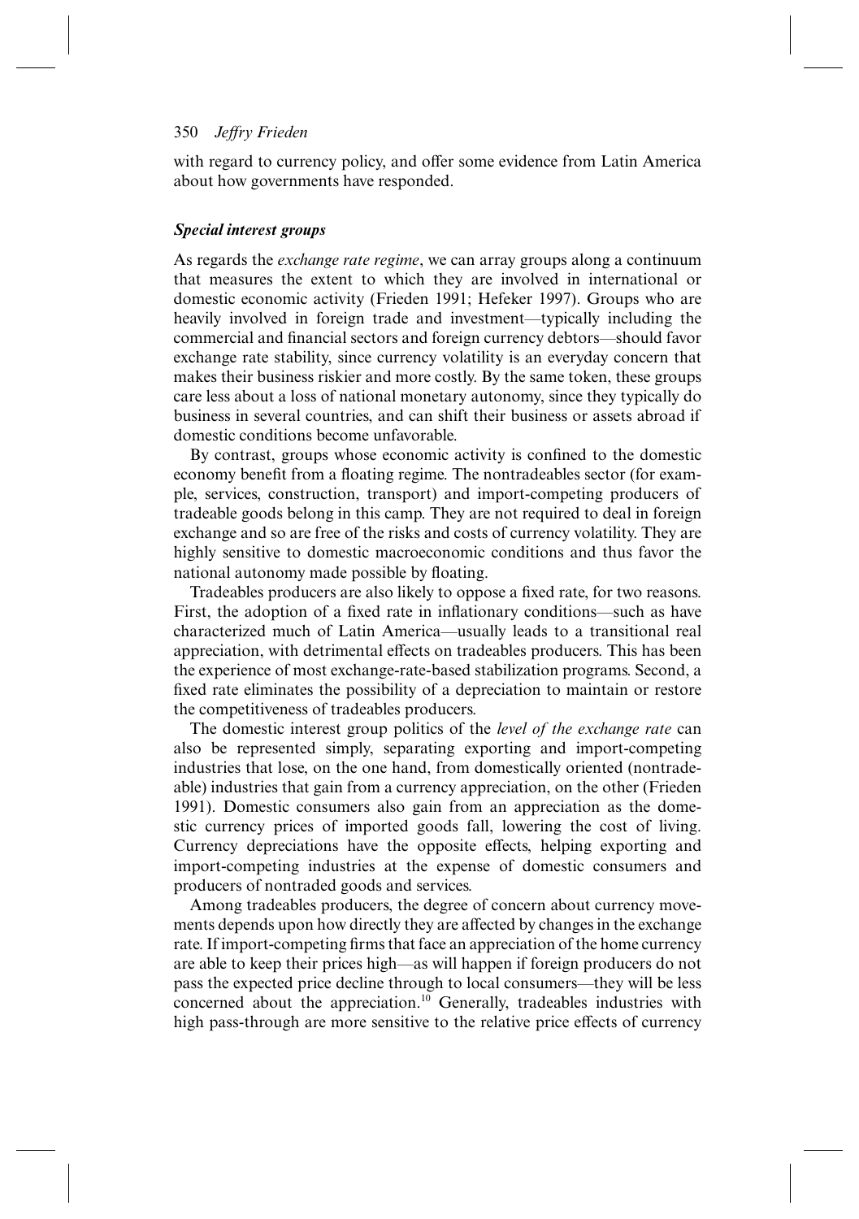with regard to currency policy, and offer some evidence from Latin America about how governments have responded.

### *Special interest groups*

As regards the *exchange rate regime*, we can array groups along a continuum that measures the extent to which they are involved in international or domestic economic activity (Frieden 1991; Hefeker 1997). Groups who are heavily involved in foreign trade and investment—typically including the commercial and financial sectors and foreign currency debtors—should favor exchange rate stability, since currency volatility is an everyday concern that makes their business riskier and more costly. By the same token, these groups care less about a loss of national monetary autonomy, since they typically do business in several countries, and can shift their business or assets abroad if domestic conditions become unfavorable.

By contrast, groups whose economic activity is confined to the domestic economy benefit from a floating regime. The nontradeables sector (for example, services, construction, transport) and import-competing producers of tradeable goods belong in this camp. They are not required to deal in foreign exchange and so are free of the risks and costs of currency volatility. They are highly sensitive to domestic macroeconomic conditions and thus favor the national autonomy made possible by floating.

Tradeables producers are also likely to oppose a fixed rate, for two reasons. First, the adoption of a fixed rate in inflationary conditions—such as have characterized much of Latin America—usually leads to a transitional real appreciation, with detrimental effects on tradeables producers. This has been the experience of most exchange-rate-based stabilization programs. Second, a fixed rate eliminates the possibility of a depreciation to maintain or restore the competitiveness of tradeables producers.

The domestic interest group politics of the *level of the exchange rate* can also be represented simply, separating exporting and import-competing industries that lose, on the one hand, from domestically oriented (nontradeable) industries that gain from a currency appreciation, on the other (Frieden 1991). Domestic consumers also gain from an appreciation as the domestic currency prices of imported goods fall, lowering the cost of living. Currency depreciations have the opposite effects, helping exporting and import-competing industries at the expense of domestic consumers and producers of nontraded goods and services.

Among tradeables producers, the degree of concern about currency movements depends upon how directly they are affected by changes in the exchange rate. If import-competing firms that face an appreciation of the home currency are able to keep their prices high—as will happen if foreign producers do not pass the expected price decline through to local consumers—they will be less concerned about the appreciation.[10] Generally, tradeables industries with high pass-through are more sensitive to the relative price effects of currency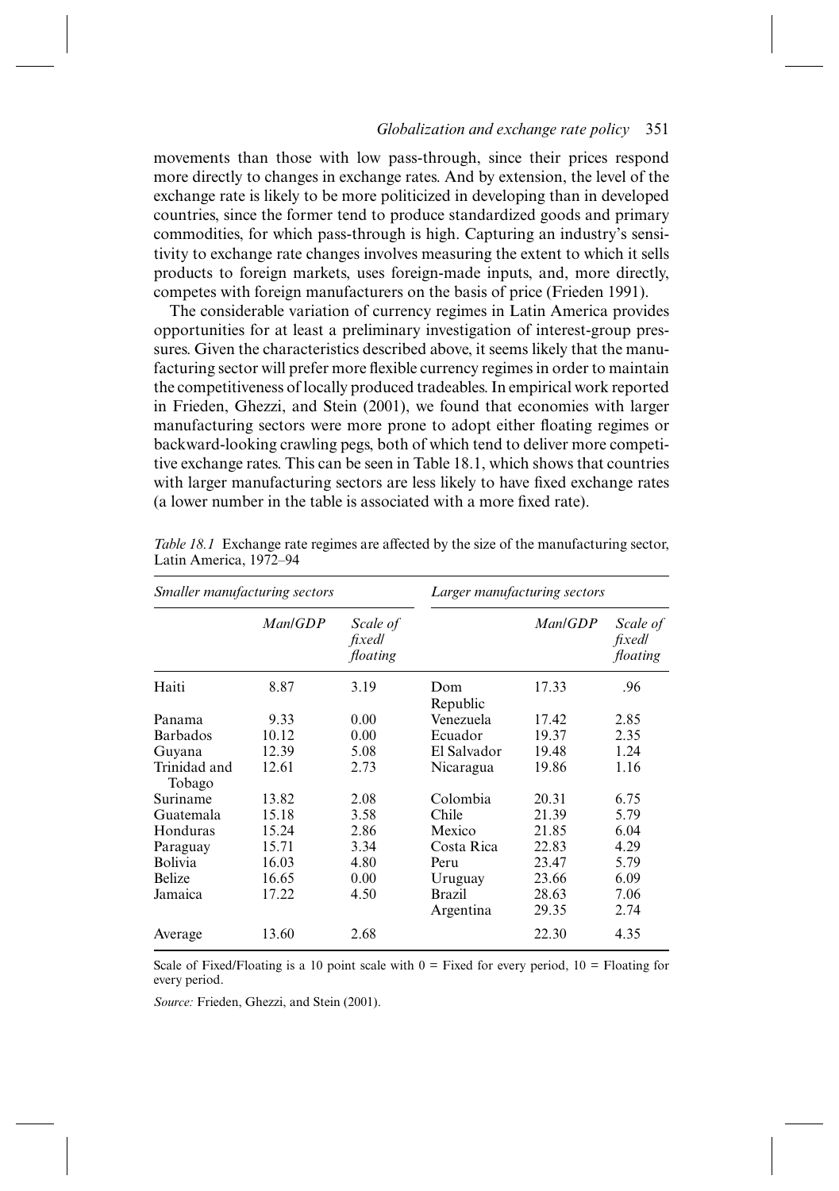movements than those with low pass-through, since their prices respond more directly to changes in exchange rates. And by extension, the level of the exchange rate is likely to be more politicized in developing than in developed countries, since the former tend to produce standardized goods and primary commodities, for which pass-through is high. Capturing an industry's sensitivity to exchange rate changes involves measuring the extent to which it sells products to foreign markets, uses foreign-made inputs, and, more directly, competes with foreign manufacturers on the basis of price (Frieden 1991).

The considerable variation of currency regimes in Latin America provides opportunities for at least a preliminary investigation of interest-group pressures. Given the characteristics described above, it seems likely that the manufacturing sector will prefer more flexible currency regimes in order to maintain the competitiveness of locally produced tradeables. In empirical work reported in Frieden, Ghezzi, and Stein (2001), we found that economies with larger manufacturing sectors were more prone to adopt either floating regimes or backward-looking crawling pegs, both of which tend to deliver more competitive exchange rates. This can be seen in Table 18.1, which shows that countries with larger manufacturing sectors are less likely to have fixed exchange rates (a lower number in the table is associated with a more fixed rate).

*Table 18.1* Exchange rate regimes are affected by the size of the manufacturing sector, Latin America, 1972–94

| *Smaller manufacturing sectors* | | | *Larger manufacturing sectors* | | |
|---|---|---|---|---|---|
| | *Man/GDP* | *Scale of fixed/ floating* | | *Man/GDP* | *Scale of fixed/ floating* |
| Haiti | 8.87 | 3.19 | Dom Republic | 17.33 | .96 |
| Panama | 9.33 | 0.00 | Venezuela | 17.42 | 2.85 |
| Barbados | 10.12 | 0.00 | Ecuador | 19.37 | 2.35 |
| Guyana | 12.39 | 5.08 | El Salvador | 19.48 | 1.24 |
| Trinidad and Tobago | 12.61 | 2.73 | Nicaragua | 19.86 | 1.16 |
| Suriname | 13.82 | 2.08 | Colombia | 20.31 | 6.75 |
| Guatemala | 15.18 | 3.58 | Chile | 21.39 | 5.79 |
| Honduras | 15.24 | 2.86 | Mexico | 21.85 | 6.04 |
| Paraguay | 15.71 | 3.34 | Costa Rica | 22.83 | 4.29 |
| Bolivia | 16.03 | 4.80 | Peru | 23.47 | 5.79 |
| Belize | 16.65 | 0.00 | Uruguay | 23.66 | 6.09 |
| Jamaica | 17.22 | 4.50 | Brazil | 28.63 | 7.06 |
| | | | Argentina | 29.35 | 2.74 |
| Average | 13.60 | 2.68 | | 22.30 | 4.35 |

Scale of Fixed/Floating is a 10 point scale with 0 = Fixed for every period, 10 = Floating for every period.

*Source:* Frieden, Ghezzi, and Stein (2001).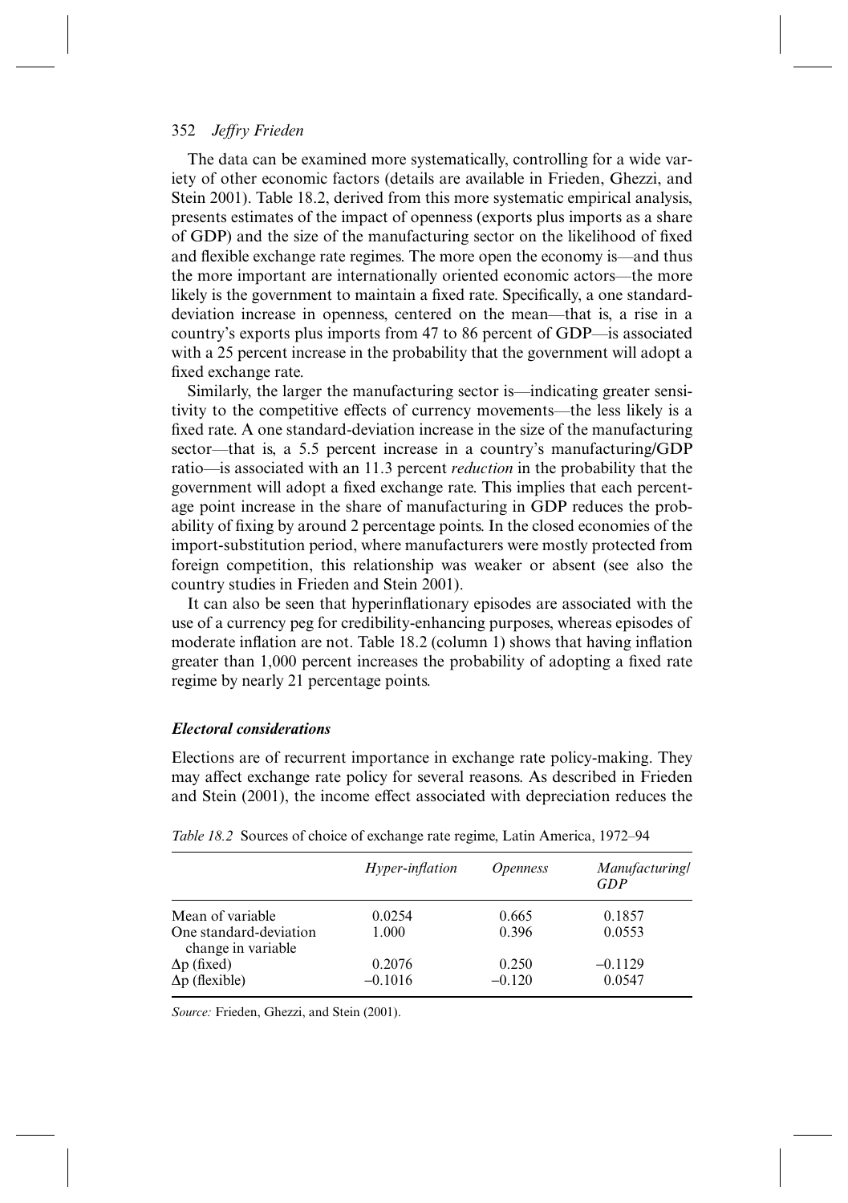The data can be examined more systematically, controlling for a wide variety of other economic factors (details are available in Frieden, Ghezzi, and Stein 2001). Table 18.2, derived from this more systematic empirical analysis, presents estimates of the impact of openness (exports plus imports as a share of GDP) and the size of the manufacturing sector on the likelihood of fixed and flexible exchange rate regimes. The more open the economy is—and thus the more important are internationally oriented economic actors—the more likely is the government to maintain a fixed rate. Specifically, a one standard-deviation increase in openness, centered on the mean—that is, a rise in a country's exports plus imports from 47 to 86 percent of GDP—is associated with a 25 percent increase in the probability that the government will adopt a fixed exchange rate.

Similarly, the larger the manufacturing sector is—indicating greater sensitivity to the competitive effects of currency movements—the less likely is a fixed rate. A one standard-deviation increase in the size of the manufacturing sector—that is, a 5.5 percent increase in a country's manufacturing/GDP ratio—is associated with an 11.3 percent *reduction* in the probability that the government will adopt a fixed exchange rate. This implies that each percentage point increase in the share of manufacturing in GDP reduces the probability of fixing by around 2 percentage points. In the closed economies of the import-substitution period, where manufacturers were mostly protected from foreign competition, this relationship was weaker or absent (see also the country studies in Frieden and Stein 2001).

It can also be seen that hyperinflationary episodes are associated with the use of a currency peg for credibility-enhancing purposes, whereas episodes of moderate inflation are not. Table 18.2 (column 1) shows that having inflation greater than 1,000 percent increases the probability of adopting a fixed rate regime by nearly 21 percentage points.

### *Electoral considerations*

Elections are of recurrent importance in exchange rate policy-making. They may affect exchange rate policy for several reasons. As described in Frieden and Stein (2001), the income effect associated with depreciation reduces the

*Table 18.2* Sources of choice of exchange rate regime, Latin America, 1972–94

| | *Hyper-inflation* | *Openness* | *Manufacturing/ GDP* |
|---|---|---|---|
| Mean of variable | 0.0254 | 0.665 | 0.1857 |
| One standard-deviation change in variable | 1.000 | 0.396 | 0.0553 |
| $\Delta p$ (fixed) | 0.2076 | 0.250 | –0.1129 |
| $\Delta p$ (flexible) | –0.1016 | –0.120 | 0.0547 |

*Source:* Frieden, Ghezzi, and Stein (2001).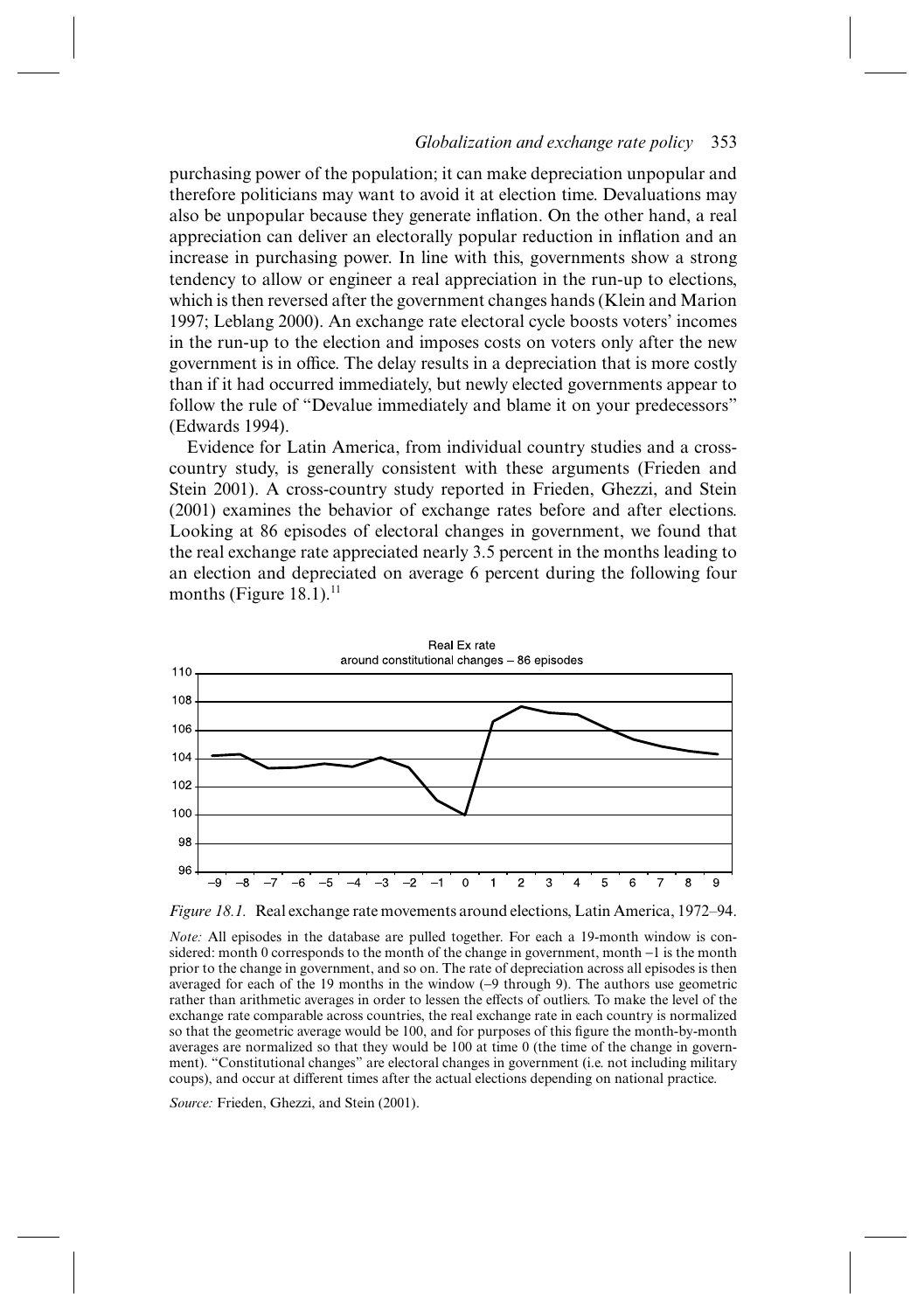purchasing power of the population; it can make depreciation unpopular and therefore politicians may want to avoid it at election time. Devaluations may also be unpopular because they generate inflation. On the other hand, a real appreciation can deliver an electorally popular reduction in inflation and an increase in purchasing power. In line with this, governments show a strong tendency to allow or engineer a real appreciation in the run-up to elections, which is then reversed after the government changes hands (Klein and Marion 1997; Leblang 2000). An exchange rate electoral cycle boosts voters' incomes in the run-up to the election and imposes costs on voters only after the new government is in office. The delay results in a depreciation that is more costly than if it had occurred immediately, but newly elected governments appear to follow the rule of "Devalue immediately and blame it on your predecessors" (Edwards 1994).

Evidence for Latin America, from individual country studies and a cross-country study, is generally consistent with these arguments (Frieden and Stein 2001). A cross-country study reported in Frieden, Ghezzi, and Stein (2001) examines the behavior of exchange rates before and after elections. Looking at 86 episodes of electoral changes in government, we found that the real exchange rate appreciated nearly 3.5 percent in the months leading to an election and depreciated on average 6 percent during the following four months (Figure 18.1).[11]

*Figure 18.1.* Real exchange rate movements around elections, Latin America, 1972–94.

*Note:* All episodes in the database are pulled together. For each a 19-month window is considered: month 0 corresponds to the month of the change in government, month −1 is the month prior to the change in government, and so on. The rate of depreciation across all episodes is then averaged for each of the 19 months in the window (−9 through 9). The authors use geometric rather than arithmetic averages in order to lessen the effects of outliers. To make the level of the exchange rate comparable across countries, the real exchange rate in each country is normalized so that the geometric average would be 100, and for purposes of this figure the month-by-month averages are normalized so that they would be 100 at time 0 (the time of the change in government). "Constitutional changes" are electoral changes in government (i.e. not including military coups), and occur at different times after the actual elections depending on national practice.

*Source:* Frieden, Ghezzi, and Stein (2001).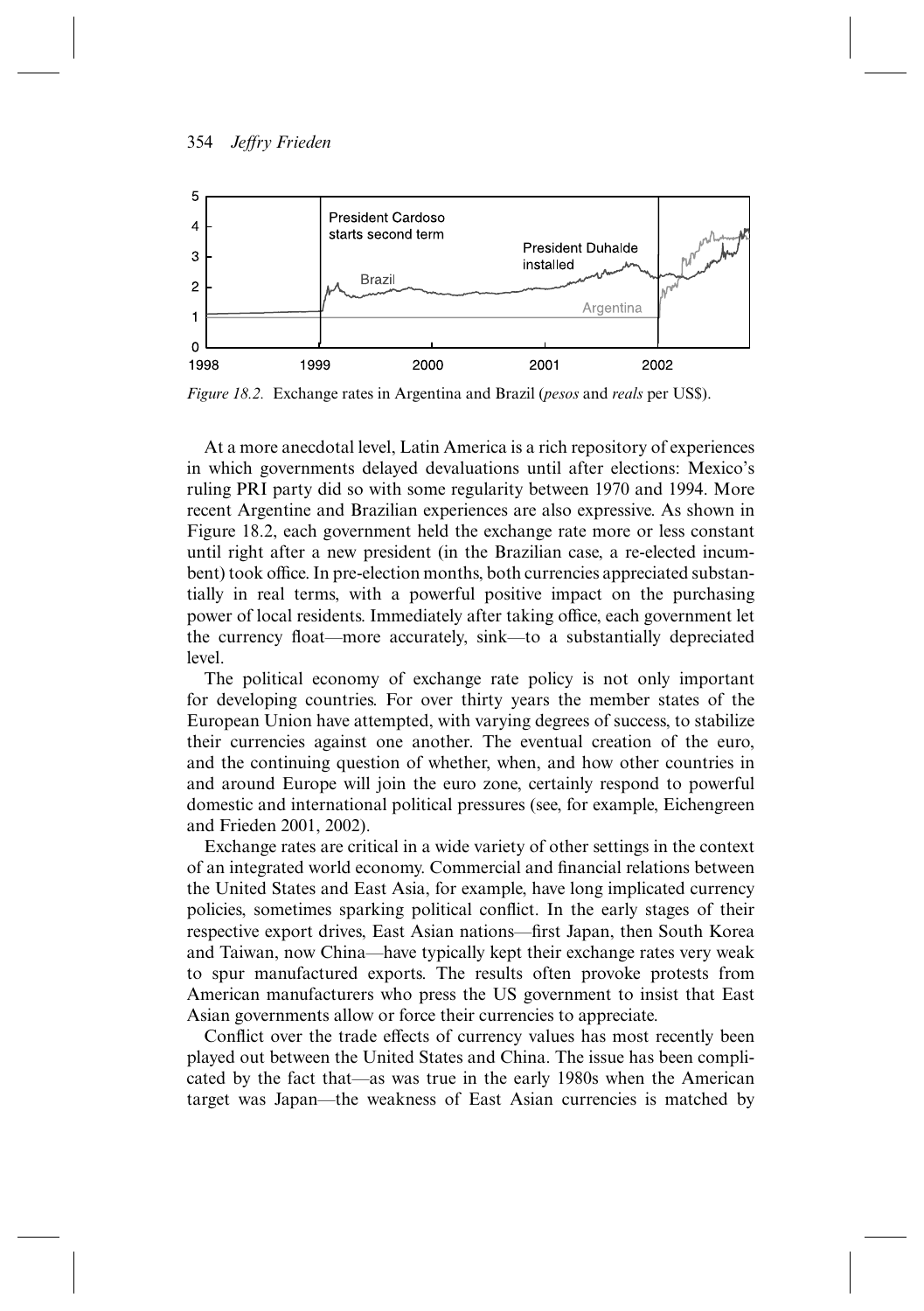5
4
3
2
1
0
1998
1999
2000
2001
2002

President Cardoso starts second term

President Duhalde installed

Brazil

Argentina

*Figure 18.2.* Exchange rates in Argentina and Brazil (*pesos* and *reals* per US$).

At a more anecdotal level, Latin America is a rich repository of experiences in which governments delayed devaluations until after elections: Mexico's ruling PRI party did so with some regularity between 1970 and 1994. More recent Argentine and Brazilian experiences are also expressive. As shown in Figure 18.2, each government held the exchange rate more or less constant until right after a new president (in the Brazilian case, a re-elected incumbent) took office. In pre-election months, both currencies appreciated substantially in real terms, with a powerful positive impact on the purchasing power of local residents. Immediately after taking office, each government let the currency float—more accurately, sink—to a substantially depreciated level.

The political economy of exchange rate policy is not only important for developing countries. For over thirty years the member states of the European Union have attempted, with varying degrees of success, to stabilize their currencies against one another. The eventual creation of the euro, and the continuing question of whether, when, and how other countries in and around Europe will join the euro zone, certainly respond to powerful domestic and international political pressures (see, for example, Eichengreen and Frieden 2001, 2002).

Exchange rates are critical in a wide variety of other settings in the context of an integrated world economy. Commercial and financial relations between the United States and East Asia, for example, have long implicated currency policies, sometimes sparking political conflict. In the early stages of their respective export drives, East Asian nations—first Japan, then South Korea and Taiwan, now China—have typically kept their exchange rates very weak to spur manufactured exports. The results often provoke protests from American manufacturers who press the US government to insist that East Asian governments allow or force their currencies to appreciate.

Conflict over the trade effects of currency values has most recently been played out between the United States and China. The issue has been complicated by the fact that—as was true in the early 1980s when the American target was Japan—the weakness of East Asian currencies is matched by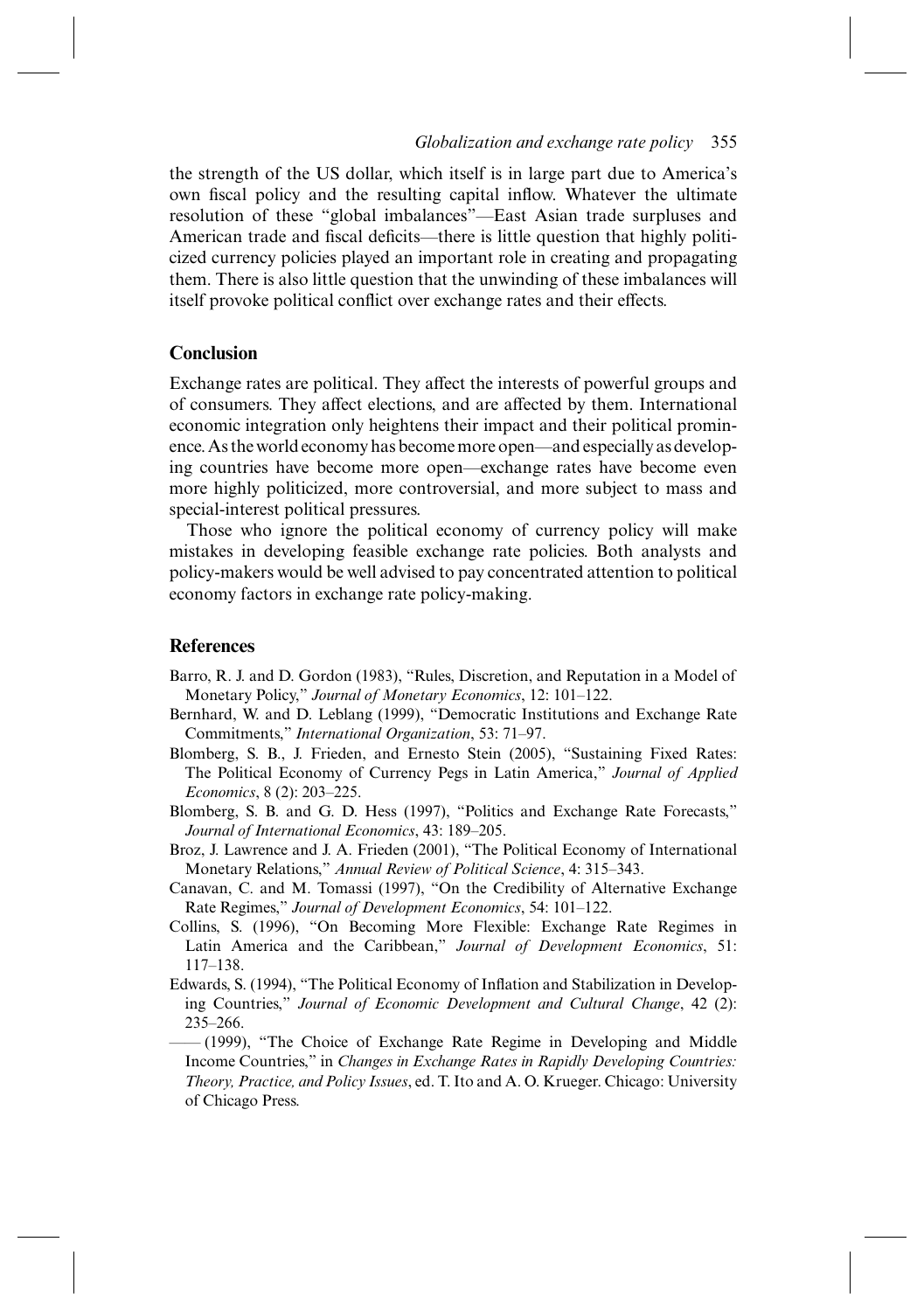the strength of the US dollar, which itself is in large part due to America's own fiscal policy and the resulting capital inflow. Whatever the ultimate resolution of these "global imbalances"—East Asian trade surpluses and American trade and fiscal deficits—there is little question that highly politicized currency policies played an important role in creating and propagating them. There is also little question that the unwinding of these imbalances will itself provoke political conflict over exchange rates and their effects.

## Conclusion

Exchange rates are political. They affect the interests of powerful groups and of consumers. They affect elections, and are affected by them. International economic integration only heightens their impact and their political prominence. As the world economy has become more open—and especially as developing countries have become more open—exchange rates have become even more highly politicized, more controversial, and more subject to mass and special-interest political pressures.

Those who ignore the political economy of currency policy will make mistakes in developing feasible exchange rate policies. Both analysts and policy-makers would be well advised to pay concentrated attention to political economy factors in exchange rate policy-making.

## References

Barro, R. J. and D. Gordon (1983), "Rules, Discretion, and Reputation in a Model of Monetary Policy," *Journal of Monetary Economics*, 12: 101–122.

Bernhard, W. and D. Leblang (1999), "Democratic Institutions and Exchange Rate Commitments," *International Organization*, 53: 71–97.

Blomberg, S. B., J. Frieden, and Ernesto Stein (2005), "Sustaining Fixed Rates: The Political Economy of Currency Pegs in Latin America," *Journal of Applied Economics*, 8 (2): 203–225.

Blomberg, S. B. and G. D. Hess (1997), "Politics and Exchange Rate Forecasts," *Journal of International Economics*, 43: 189–205.

Broz, J. Lawrence and J. A. Frieden (2001), "The Political Economy of International Monetary Relations," *Annual Review of Political Science*, 4: 315–343.

Canavan, C. and M. Tomassi (1997), "On the Credibility of Alternative Exchange Rate Regimes," *Journal of Development Economics*, 54: 101–122.

Collins, S. (1996), "On Becoming More Flexible: Exchange Rate Regimes in Latin America and the Caribbean," *Journal of Development Economics*, 51: 117–138.

Edwards, S. (1994), "The Political Economy of Inflation and Stabilization in Developing Countries," *Journal of Economic Development and Cultural Change*, 42 (2): 235–266.

—— (1999), "The Choice of Exchange Rate Regime in Developing and Middle Income Countries," in *Changes in Exchange Rates in Rapidly Developing Countries: Theory, Practice, and Policy Issues*, ed. T. Ito and A. O. Krueger. Chicago: University of Chicago Press.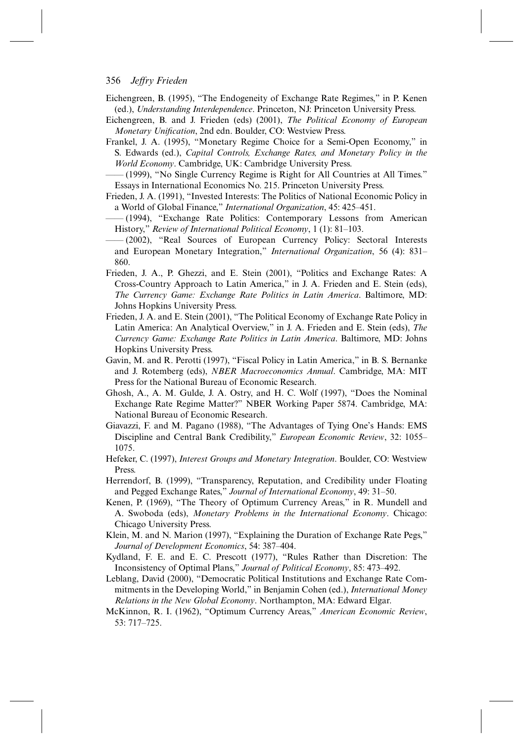Eichengreen, B. (1995), "The Endogeneity of Exchange Rate Regimes," in P. Kenen (ed.), *Understanding Interdependence*. Princeton, NJ: Princeton University Press.

Eichengreen, B. and J. Frieden (eds) (2001), *The Political Economy of European Monetary Unification*, 2nd edn. Boulder, CO: Westview Press.

Frankel, J. A. (1995), "Monetary Regime Choice for a Semi-Open Economy," in S. Edwards (ed.), *Capital Controls, Exchange Rates, and Monetary Policy in the World Economy*. Cambridge, UK: Cambridge University Press.

—— (1999), "No Single Currency Regime is Right for All Countries at All Times." Essays in International Economics No. 215. Princeton University Press.

Frieden, J. A. (1991), "Invested Interests: The Politics of National Economic Policy in a World of Global Finance," *International Organization*, 45: 425–451.

—— (1994), "Exchange Rate Politics: Contemporary Lessons from American History," *Review of International Political Economy*, 1 (1): 81–103.

—— (2002), "Real Sources of European Currency Policy: Sectoral Interests and European Monetary Integration," *International Organization*, 56 (4): 831–860.

Frieden, J. A., P. Ghezzi, and E. Stein (2001), "Politics and Exchange Rates: A Cross-Country Approach to Latin America," in J. A. Frieden and E. Stein (eds), *The Currency Game: Exchange Rate Politics in Latin America*. Baltimore, MD: Johns Hopkins University Press.

Frieden, J. A. and E. Stein (2001), "The Political Economy of Exchange Rate Policy in Latin America: An Analytical Overview," in J. A. Frieden and E. Stein (eds), *The Currency Game: Exchange Rate Politics in Latin America*. Baltimore, MD: Johns Hopkins University Press.

Gavin, M. and R. Perotti (1997), "Fiscal Policy in Latin America," in B. S. Bernanke and J. Rotemberg (eds), *NBER Macroeconomics Annual*. Cambridge, MA: MIT Press for the National Bureau of Economic Research.

Ghosh, A., A. M. Gulde, J. A. Ostry, and H. C. Wolf (1997), "Does the Nominal Exchange Rate Regime Matter?" NBER Working Paper 5874. Cambridge, MA: National Bureau of Economic Research.

Giavazzi, F. and M. Pagano (1988), "The Advantages of Tying One's Hands: EMS Discipline and Central Bank Credibility," *European Economic Review*, 32: 1055–1075.

Hefeker, C. (1997), *Interest Groups and Monetary Integration*. Boulder, CO: Westview Press.

Herrendorf, B. (1999), "Transparency, Reputation, and Credibility under Floating and Pegged Exchange Rates," *Journal of International Economy*, 49: 31–50.

Kenen, P. (1969), "The Theory of Optimum Currency Areas," in R. Mundell and A. Swoboda (eds), *Monetary Problems in the International Economy*. Chicago: Chicago University Press.

Klein, M. and N. Marion (1997), "Explaining the Duration of Exchange Rate Pegs," *Journal of Development Economics*, 54: 387–404.

Kydland, F. E. and E. C. Prescott (1977), "Rules Rather than Discretion: The Inconsistency of Optimal Plans," *Journal of Political Economy*, 85: 473–492.

Leblang, David (2000), "Democratic Political Institutions and Exchange Rate Commitments in the Developing World," in Benjamin Cohen (ed.), *International Money Relations in the New Global Economy*. Northampton, MA: Edward Elgar.

McKinnon, R. I. (1962), "Optimum Currency Areas," *American Economic Review*, 53: 717–725.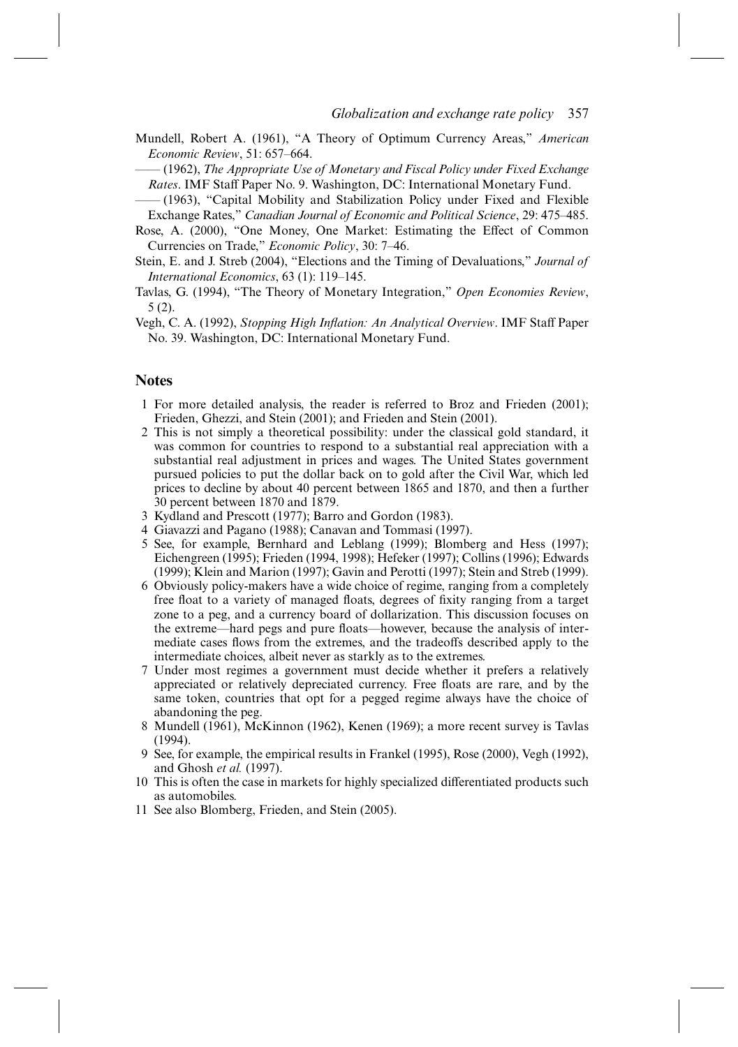Mundell, Robert A. (1961), "A Theory of Optimum Currency Areas," *American Economic Review*, 51: 657–664.

—— (1962), *The Appropriate Use of Monetary and Fiscal Policy under Fixed Exchange Rates*. IMF Staff Paper No. 9. Washington, DC: International Monetary Fund.

—— (1963), "Capital Mobility and Stabilization Policy under Fixed and Flexible Exchange Rates," *Canadian Journal of Economic and Political Science*, 29: 475–485.

Rose, A. (2000), "One Money, One Market: Estimating the Effect of Common Currencies on Trade," *Economic Policy*, 30: 7–46.

Stein, E. and J. Streb (2004), "Elections and the Timing of Devaluations," *Journal of International Economics*, 63 (1): 119–145.

Tavlas, G. (1994), "The Theory of Monetary Integration," *Open Economies Review*, 5 (2).

Vegh, C. A. (1992), *Stopping High Inflation: An Analytical Overview*. IMF Staff Paper No. 39. Washington, DC: International Monetary Fund.

## Notes

1 For more detailed analysis, the reader is referred to Broz and Frieden (2001); Frieden, Ghezzi, and Stein (2001); and Frieden and Stein (2001).

2 This is not simply a theoretical possibility: under the classical gold standard, it was common for countries to respond to a substantial real appreciation with a substantial real adjustment in prices and wages. The United States government pursued policies to put the dollar back on to gold after the Civil War, which led prices to decline by about 40 percent between 1865 and 1870, and then a further 30 percent between 1870 and 1879.

3 Kydland and Prescott (1977); Barro and Gordon (1983).

4 Giavazzi and Pagano (1988); Canavan and Tommasi (1997).

5 See, for example, Bernhard and Leblang (1999); Blomberg and Hess (1997); Eichengreen (1995); Frieden (1994, 1998); Hefeker (1997); Collins (1996); Edwards (1999); Klein and Marion (1997); Gavin and Perotti (1997); Stein and Streb (1999).

6 Obviously policy-makers have a wide choice of regime, ranging from a completely free float to a variety of managed floats, degrees of fixity ranging from a target zone to a peg, and a currency board of dollarization. This discussion focuses on the extreme—hard pegs and pure floats—however, because the analysis of intermediate cases flows from the extremes, and the tradeoffs described apply to the intermediate choices, albeit never as starkly as to the extremes.

7 Under most regimes a government must decide whether it prefers a relatively appreciated or relatively depreciated currency. Free floats are rare, and by the same token, countries that opt for a pegged regime always have the choice of abandoning the peg.

8 Mundell (1961), McKinnon (1962), Kenen (1969); a more recent survey is Tavlas (1994).

9 See, for example, the empirical results in Frankel (1995), Rose (2000), Vegh (1992), and Ghosh *et al.* (1997).

10 This is often the case in markets for highly specialized differentiated products such as automobiles.

11 See also Blomberg, Frieden, and Stein (2005).